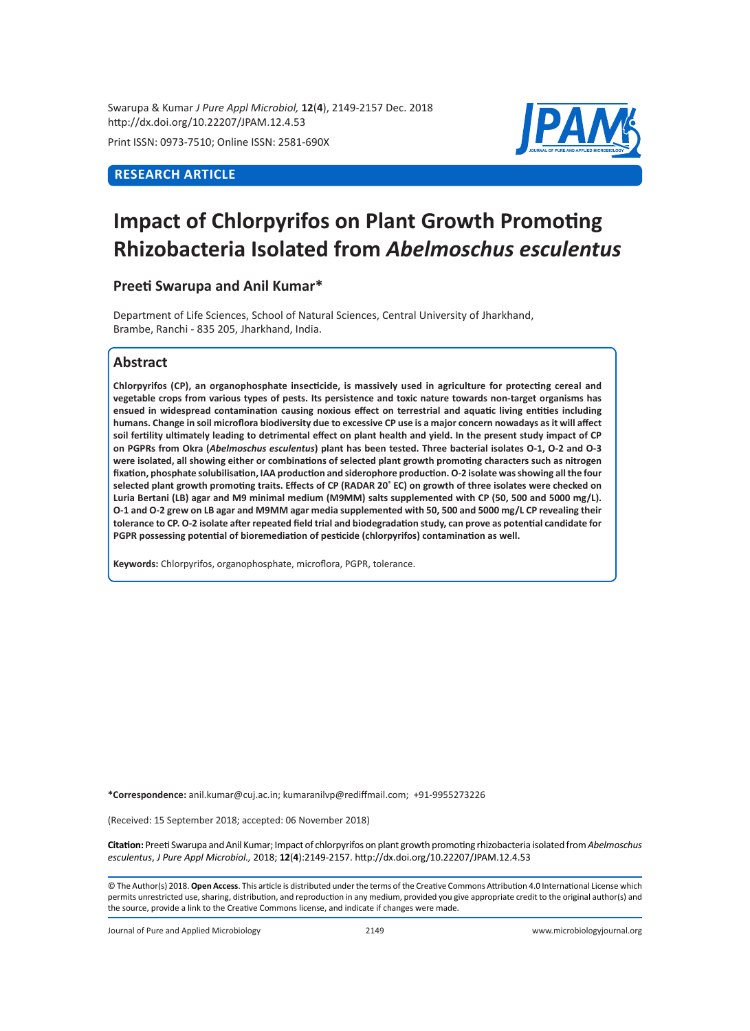Print ISSN: 0973-7510; Online ISSN: 2581-690X

**RESEARCH ARTICLE**

# Impact of Chlorpyrifos on Plant Growth Promoting Rhizobacteria Isolated from *Abelmoschus esculentus*

**Preeti Swarupa and Anil Kumar***

Department of Life Sciences, School of Natural Sciences, Central University of Jharkhand, Brambe, Ranchi - 835 205, Jharkhand, India.

## Abstract

**Chlorpyrifos (CP), an organophosphate insecticide, is massively used in agriculture for protecting cereal and vegetable crops from various types of pests. Its persistence and toxic nature towards non-target organisms has ensued in widespread contamination causing noxious effect on terrestrial and aquatic living entities including humans. Change in soil microflora biodiversity due to excessive CP use is a major concern nowadays as it will affect soil fertility ultimately leading to detrimental effect on plant health and yield. In the present study impact of CP on PGPRs from Okra (*Abelmoschus esculentus*) plant has been tested. Three bacterial isolates O-1, O-2 and O-3 were isolated, all showing either or combinations of selected plant growth promoting characters such as nitrogen fixation, phosphate solubilisation, IAA production and siderophore production. O-2 isolate was showing all the four selected plant growth promoting traits. Effects of CP (RADAR 20° EC) on growth of three isolates were checked on Luria Bertani (LB) agar and M9 minimal medium (M9MM) salts supplemented with CP (50, 500 and 5000 mg/L). O-1 and O-2 grew on LB agar and M9MM agar media supplemented with 50, 500 and 5000 mg/L CP revealing their tolerance to CP. O-2 isolate after repeated field trial and biodegradation study, can prove as potential candidate for PGPR possessing potential of bioremediation of pesticide (chlorpyrifos) contamination as well.**

**Keywords:** Chlorpyrifos, organophosphate, microflora, PGPR, tolerance.

***Correspondence:** anil.kumar@cuj.ac.in; kumaranilvp@rediffmail.com; +91-9955273226

(Received: 15 September 2018; accepted: 06 November 2018)

**Citation:** Preeti Swarupa and Anil Kumar; Impact of chlorpyrifos on plant growth promoting rhizobacteria isolated from *Abelmoschus esculentus*, *J Pure Appl Microbiol.,* 2018; **12**(**4**):2149-2157. http://dx.doi.org/10.22207/JPAM.12.4.53

© The Author(s) 2018. **Open Access**. This article is distributed under the terms of the Creative Commons Attribution 4.0 International License which permits unrestricted use, sharing, distribution, and reproduction in any medium, provided you give appropriate credit to the original author(s) and the source, provide a link to the Creative Commons license, and indicate if changes were made.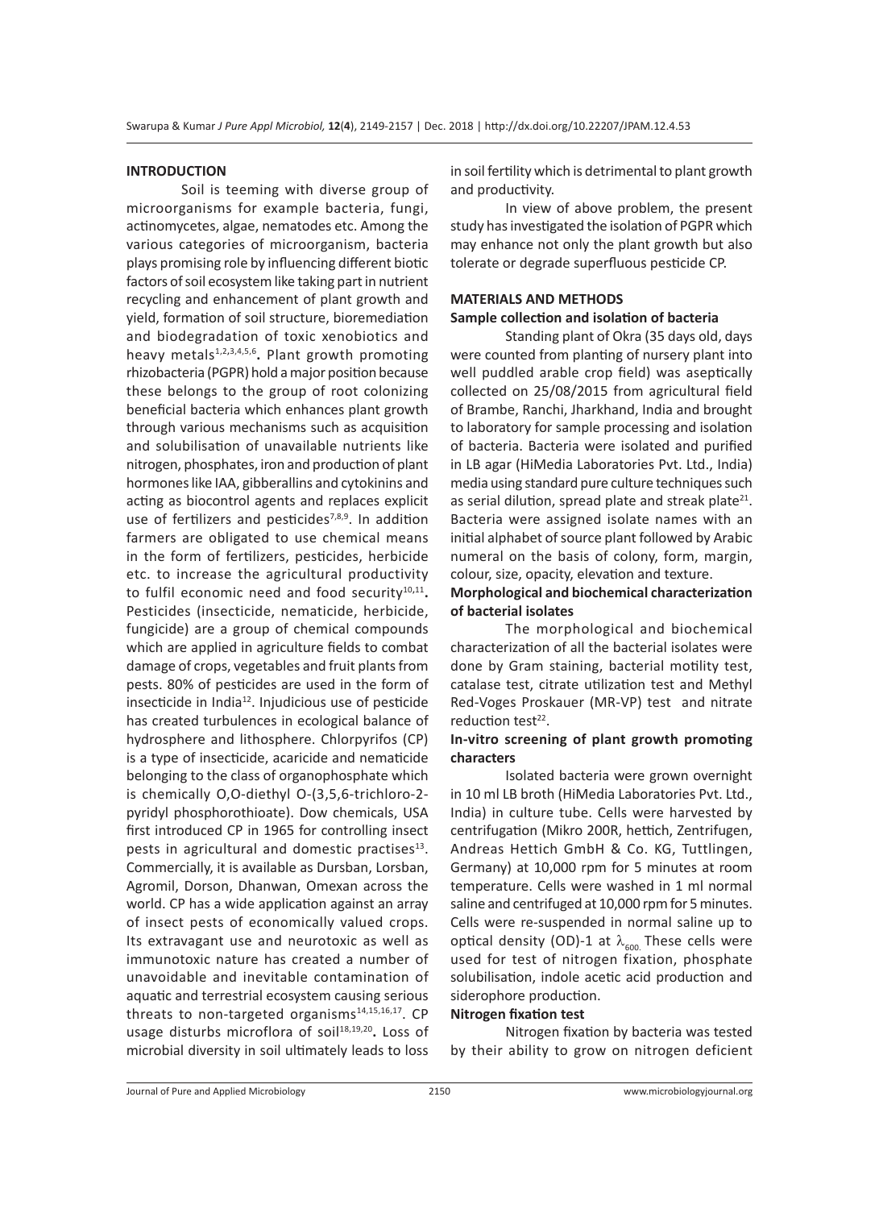## INTRODUCTION

Soil is teeming with diverse group of microorganisms for example bacteria, fungi, actinomycetes, algae, nematodes etc. Among the various categories of microorganism, bacteria plays promising role by influencing different biotic factors of soil ecosystem like taking part in nutrient recycling and enhancement of plant growth and yield, formation of soil structure, bioremediation and biodegradation of toxic xenobiotics and heavy metals[1,2,3,4,5,6]. Plant growth promoting rhizobacteria (PGPR) hold a major position because these belongs to the group of root colonizing beneficial bacteria which enhances plant growth through various mechanisms such as acquisition and solubilisation of unavailable nutrients like nitrogen, phosphates, iron and production of plant hormones like IAA, gibberallins and cytokinins and acting as biocontrol agents and replaces explicit use of fertilizers and pesticides[7,8,9]. In addition farmers are obligated to use chemical means in the form of fertilizers, pesticides, herbicide etc. to increase the agricultural productivity to fulfil economic need and food security[10,11]. Pesticides (insecticide, nematicide, herbicide, fungicide) are a group of chemical compounds which are applied in agriculture fields to combat damage of crops, vegetables and fruit plants from pests. 80% of pesticides are used in the form of insecticide in India[12]. Injudicious use of pesticide has created turbulences in ecological balance of hydrosphere and lithosphere. Chlorpyrifos (CP) is a type of insecticide, acaricide and nematicide belonging to the class of organophosphate which is chemically O,O-diethyl O-(3,5,6-trichloro-2-pyridyl phosphorothioate). Dow chemicals, USA first introduced CP in 1965 for controlling insect pests in agricultural and domestic practises[13]. Commercially, it is available as Dursban, Lorsban, Agromil, Dorson, Dhanwan, Omexan across the world. CP has a wide application against an array of insect pests of economically valued crops. Its extravagant use and neurotoxic as well as immunotoxic nature has created a number of unavoidable and inevitable contamination of aquatic and terrestrial ecosystem causing serious threats to non-targeted organisms[14,15,16,17]. CP usage disturbs microflora of soil[18,19,20]. Loss of microbial diversity in soil ultimately leads to loss in soil fertility which is detrimental to plant growth and productivity.

In view of above problem, the present study has investigated the isolation of PGPR which may enhance not only the plant growth but also tolerate or degrade superfluous pesticide CP.

## MATERIALS AND METHODS

### Sample collection and isolation of bacteria

Standing plant of Okra (35 days old, days were counted from planting of nursery plant into well puddled arable crop field) was aseptically collected on 25/08/2015 from agricultural field of Brambe, Ranchi, Jharkhand, India and brought to laboratory for sample processing and isolation of bacteria. Bacteria were isolated and purified in LB agar (HiMedia Laboratories Pvt. Ltd., India) media using standard pure culture techniques such as serial dilution, spread plate and streak plate[21]. Bacteria were assigned isolate names with an initial alphabet of source plant followed by Arabic numeral on the basis of colony, form, margin, colour, size, opacity, elevation and texture.

### Morphological and biochemical characterization of bacterial isolates

The morphological and biochemical characterization of all the bacterial isolates were done by Gram staining, bacterial motility test, catalase test, citrate utilization test and Methyl Red-Voges Proskauer (MR-VP) test and nitrate reduction test[22].

### In-vitro screening of plant growth promoting characters

Isolated bacteria were grown overnight in 10 ml LB broth (HiMedia Laboratories Pvt. Ltd., India) in culture tube. Cells were harvested by centrifugation (Mikro 200R, hettich, Zentrifugen, Andreas Hettich GmbH & Co. KG, Tuttlingen, Germany) at 10,000 rpm for 5 minutes at room temperature. Cells were washed in 1 ml normal saline and centrifuged at 10,000 rpm for 5 minutes. Cells were re-suspended in normal saline up to optical density (OD)-1 at $\lambda_{600}$. These cells were used for test of nitrogen fixation, phosphate solubilisation, indole acetic acid production and siderophore production.

### Nitrogen fixation test

Nitrogen fixation by bacteria was tested by their ability to grow on nitrogen deficient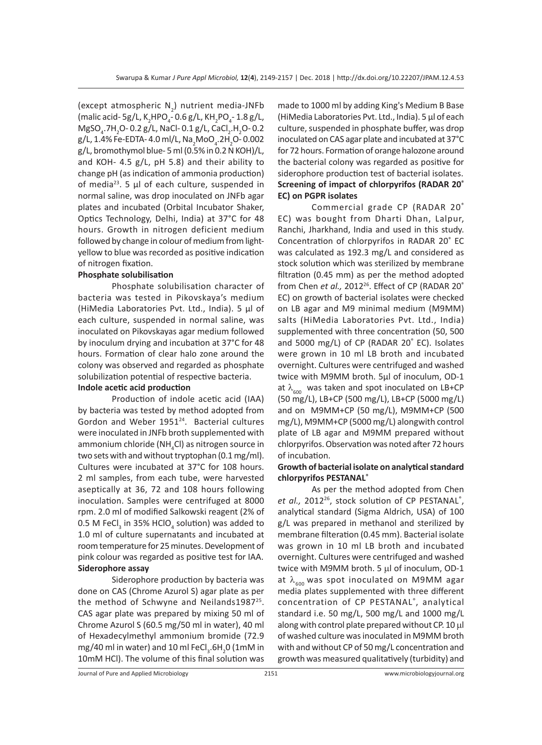(except atmospheric $N_2$) nutrient media-JNFb (malic acid- 5g/L, $K_2HPO_4$- 0.6 g/L, $KH_2PO_4$- 1.8 g/L, $MgSO_4.7H_2O$- 0.2 g/L, NaCl- 0.1 g/L, $CaCl_2.H_2O$- 0.2 g/L, 1.4% Fe-EDTA- 4.0 ml/L, $Na_2MoO_4.2H_2O$- 0.002 g/L, bromothymol blue- 5 ml (0.5% in 0.2 N KOH)/L, and KOH- 4.5 g/L, pH 5.8) and their ability to change pH (as indication of ammonia production) of media[23]. 5 µl of each culture, suspended in normal saline, was drop inoculated on JNFb agar plates and incubated (Orbital Incubator Shaker, Optics Technology, Delhi, India) at 37°C for 48 hours. Growth in nitrogen deficient medium followed by change in colour of medium from light-yellow to blue was recorded as positive indication of nitrogen fixation.

**Phosphate solubilisation**

Phosphate solubilisation character of bacteria was tested in Pikovskaya's medium (HiMedia Laboratories Pvt. Ltd., India). 5 µl of each culture, suspended in normal saline, was inoculated on Pikovskayas agar medium followed by inoculum drying and incubation at 37°C for 48 hours. Formation of clear halo zone around the colony was observed and regarded as phosphate solubilization potential of respective bacteria.

**Indole acetic acid production**

Production of indole acetic acid (IAA) by bacteria was tested by method adopted from Gordon and Weber 1951[24]. Bacterial cultures were inoculated in JNFb broth supplemented with ammonium chloride ($NH_4Cl$) as nitrogen source in two sets with and without tryptophan (0.1 mg/ml). Cultures were incubated at 37°C for 108 hours. 2 ml samples, from each tube, were harvested aseptically at 36, 72 and 108 hours following inoculation. Samples were centrifuged at 8000 rpm. 2.0 ml of modified Salkowski reagent (2% of 0.5 M $FeCl_3$ in 35% $HClO_4$ solution) was added to 1.0 ml of culture supernatants and incubated at room temperature for 25 minutes. Development of pink colour was regarded as positive test for IAA.

**Siderophore assay**

Siderophore production by bacteria was done on CAS (Chrome Azurol S) agar plate as per the method of Schwyne and Neilands1987[25]. CAS agar plate was prepared by mixing 50 ml of Chrome Azurol S (60.5 mg/50 ml in water), 40 ml of Hexadecylmethyl ammonium bromide (72.9 mg/40 ml in water) and 10 ml $FeCl_3.6H_2O$ (1mM in 10mM HCl). The volume of this final solution was made to 1000 ml by adding King's Medium B Base (HiMedia Laboratories Pvt. Ltd., India). 5 µl of each culture, suspended in phosphate buffer, was drop inoculated on CAS agar plate and incubated at 37°C for 72 hours. Formation of orange halozone around the bacterial colony was regarded as positive for siderophore production test of bacterial isolates.

**Screening of impact of chlorpyrifos (RADAR 20® EC) on PGPR isolates**

Commercial grade CP (RADAR 20® EC) was bought from Dharti Dhan, Lalpur, Ranchi, Jharkhand, India and used in this study. Concentration of chlorpyrifos in RADAR 20® EC was calculated as 192.3 mg/L and considered as stock solution which was sterilized by membrane filtration (0.45 mm) as per the method adopted from Chen *et al.,* 2012[26]. Effect of CP (RADAR 20® EC) on growth of bacterial isolates were checked on LB agar and M9 minimal medium (M9MM) salts (HiMedia Laboratories Pvt. Ltd., India) supplemented with three concentration (50, 500 and 5000 mg/L) of CP (RADAR 20® EC). Isolates were grown in 10 ml LB broth and incubated overnight. Cultures were centrifuged and washed twice with M9MM broth. 5µl of inoculum, OD-1 at $\lambda_{600}$ was taken and spot inoculated on LB+CP (50 mg/L), LB+CP (500 mg/L), LB+CP (5000 mg/L) and on M9MM+CP (50 mg/L), M9MM+CP (500 mg/L), M9MM+CP (5000 mg/L) alongwith control plate of LB agar and M9MM prepared without chlorpyrifos. Observation was noted after 72 hours of incubation.

**Growth of bacterial isolate on analytical standard chlorpyrifos PESTANAL®**

As per the method adopted from Chen *et al.,* 2012[26], stock solution of CP PESTANAL®, analytical standard (Sigma Aldrich, USA) of 100 g/L was prepared in methanol and sterilized by membrane filteration (0.45 mm). Bacterial isolate was grown in 10 ml LB broth and incubated overnight. Cultures were centrifuged and washed twice with M9MM broth. 5 µl of inoculum, OD-1 at $\lambda_{600}$ was spot inoculated on M9MM agar media plates supplemented with three different concentration of CP PESTANAL®, analytical standard i.e. 50 mg/L, 500 mg/L and 1000 mg/L along with control plate prepared without CP. 10 µl of washed culture was inoculated in M9MM broth with and without CP of 50 mg/L concentration and growth was measured qualitatively (turbidity) and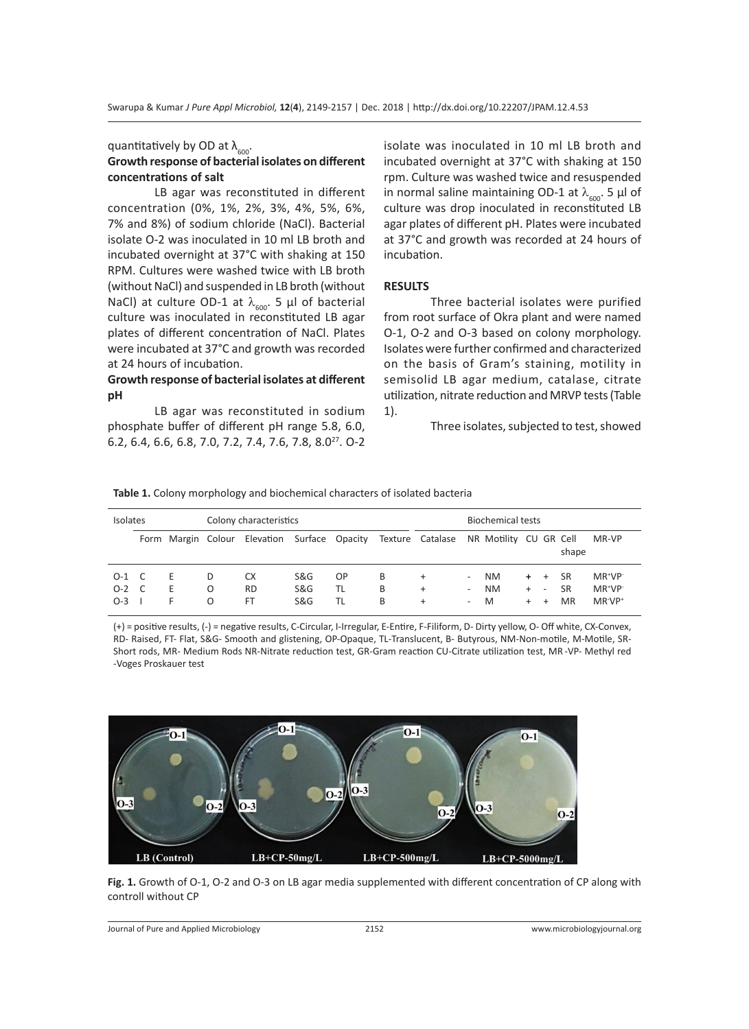quantitatively by OD at $\lambda_{600}$.

**Growth response of bacterial isolates on different concentrations of salt**

LB agar was reconstituted in different concentration (0%, 1%, 2%, 3%, 4%, 5%, 6%, 7% and 8%) of sodium chloride (NaCl). Bacterial isolate O-2 was inoculated in 10 ml LB broth and incubated overnight at 37°C with shaking at 150 RPM. Cultures were washed twice with LB broth (without NaCl) and suspended in LB broth (without NaCl) at culture OD-1 at $\lambda_{600}$. 5 µl of bacterial culture was inoculated in reconstituted LB agar plates of different concentration of NaCl. Plates were incubated at 37°C and growth was recorded at 24 hours of incubation.

**Growth response of bacterial isolates at different pH**

LB agar was reconstituted in sodium phosphate buffer of different pH range 5.8, 6.0, 6.2, 6.4, 6.6, 6.8, 7.0, 7.2, 7.4, 7.6, 7.8, 8.0[27]. O-2 isolate was inoculated in 10 ml LB broth and incubated overnight at 37°C with shaking at 150 rpm. Culture was washed twice and resuspended in normal saline maintaining OD-1 at $\lambda_{600}$. 5 µl of culture was drop inoculated in reconstituted LB agar plates of different pH. Plates were incubated at 37°C and growth was recorded at 24 hours of incubation.

## RESULTS

Three bacterial isolates were purified from root surface of Okra plant and were named O-1, O-2 and O-3 based on colony morphology. Isolates were further confirmed and characterized on the basis of Gram's staining, motility in semisolid LB agar medium, catalase, citrate utilization, nitrate reduction and MRVP tests (Table 1).

Three isolates, subjected to test, showed

**Table 1.** Colony morphology and biochemical characters of isolated bacteria

| Isolates | Colony characteristics | | | | | | | Biochemical tests | | | | | | |
|---|---|---|---|---|---|---|---|---|---|---|---|---|---|---|
| | Form | Margin | Colour | Elevation | Surface | Opacity | Texture | Catalase | NR | Motility | CU | GR | Cell shape | MR-VP |
| O-1 | C | E | D | CX | S&G | OP | B | + | - | NM | + | + | SR | MR+VP- |
| O-2 | C | E | O | RD | S&G | TL | B | + | - | NM | + | - | SR | MR+VP- |
| O-3 | I | F | O | FT | S&G | TL | B | + | - | M | + | + | MR | MR-VP+ |

(+) = positive results, (-) = negative results, C-Circular, I-Irregular, E-Entire, F-Filiform, D- Dirty yellow, O- Off white, CX-Convex, RD- Raised, FT- Flat, S&G- Smooth and glistening, OP-Opaque, TL-Translucent, B- Butyrous, NM-Non-motile, M-Motile, SR-Short rods, MR- Medium Rods NR-Nitrate reduction test, GR-Gram reaction CU-Citrate utilization test, MR -VP- Methyl red -Voges Proskauer test

**Fig. 1.** Growth of O-1, O-2 and O-3 on LB agar media supplemented with different concentration of CP along with controll without CP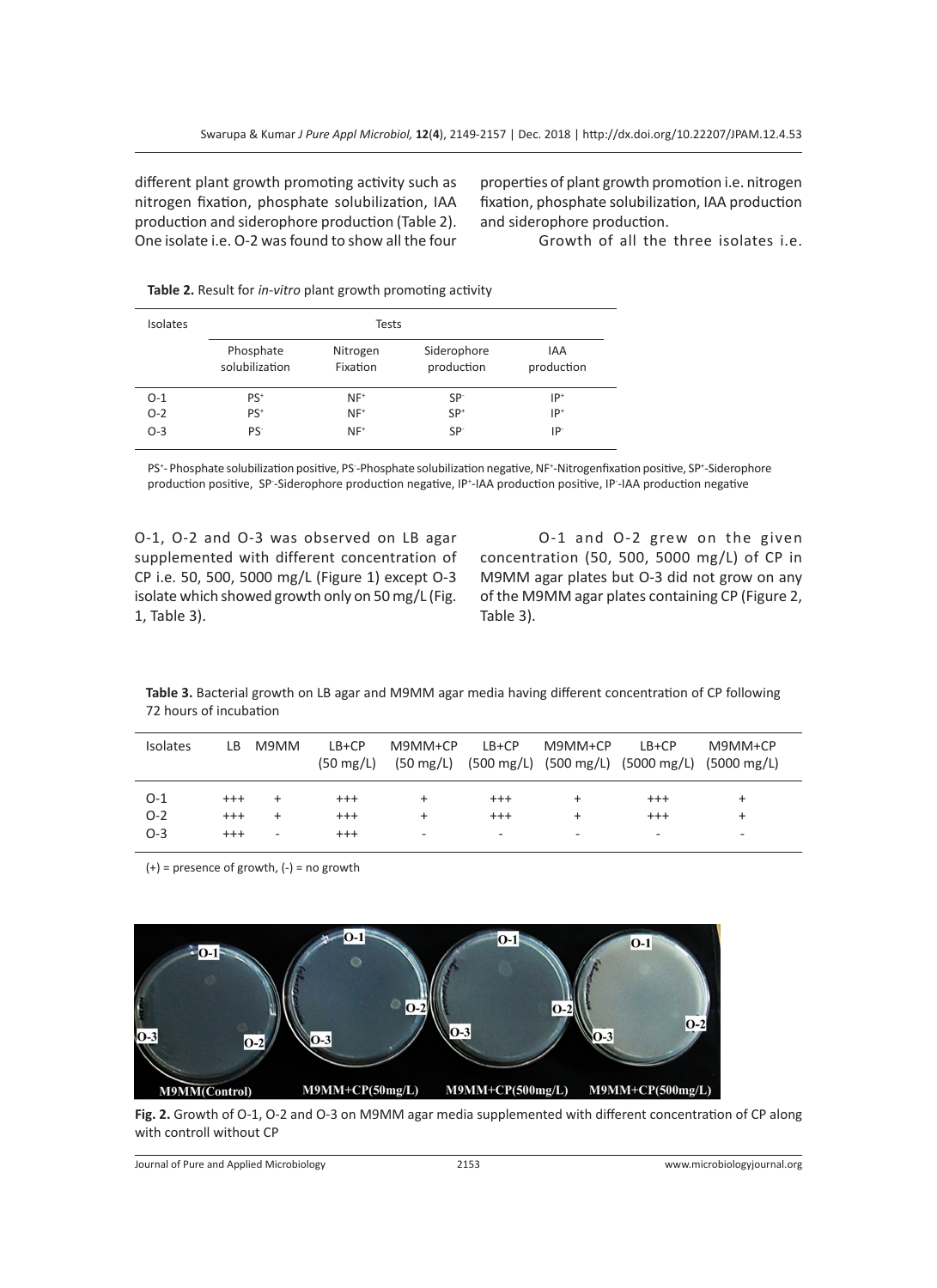different plant growth promoting activity such as nitrogen fixation, phosphate solubilization, IAA production and siderophore production (Table 2). One isolate i.e. O-2 was found to show all the four properties of plant growth promotion i.e. nitrogen fixation, phosphate solubilization, IAA production and siderophore production.

**Table 2.** Result for *in-vitro* plant growth promoting activity

| Isolates | Tests | | | |
|---|---|---|---|---|
| | Phosphate solubilization | Nitrogen Fixation | Siderophore production | IAA production |
| O-1 | $PS^+$ | $NF^+$ | $SP^-$ | $IP^+$ |
| O-2 | $PS^+$ | $NF^+$ | $SP^+$ | $IP^+$ |
| O-3 | $PS^-$ | $NF^+$ | $SP^-$ | $IP^-$ |

$PS^+$- Phosphate solubilization positive, $PS^-$-Phosphate solubilization negative, $NF^+$-Nitrogenfixation positive, $SP^+$-Siderophore production positive, $SP^-$-Siderophore production negative, $IP^+$-IAA production positive, $IP^-$-IAA production negative

Growth of all the three isolates i.e. O-1, O-2 and O-3 was observed on LB agar supplemented with different concentration of CP i.e. 50, 500, 5000 mg/L (Figure 1) except O-3 isolate which showed growth only on 50 mg/L (Fig. 1, Table 3).

O-1 and O-2 grew on the given concentration (50, 500, 5000 mg/L) of CP in M9MM agar plates but O-3 did not grow on any of the M9MM agar plates containing CP (Figure 2, Table 3).

**Table 3.** Bacterial growth on LB agar and M9MM agar media having different concentration of CP following 72 hours of incubation

| Isolates | LB | M9MM | LB+CP (50 mg/L) | M9MM+CP (50 mg/L) | LB+CP (500 mg/L) | M9MM+CP (500 mg/L) | LB+CP (5000 mg/L) | M9MM+CP (5000 mg/L) |
|---|---|---|---|---|---|---|---|---|
| O-1 | +++ | + | +++ | + | +++ | + | +++ | + |
| O-2 | +++ | + | +++ | + | +++ | + | +++ | + |
| O-3 | +++ | - | +++ | - | - | - | - | - |

(+) = presence of growth, (-) = no growth

**Fig. 2.** Growth of O-1, O-2 and O-3 on M9MM agar media supplemented with different concentration of CP along with controll without CP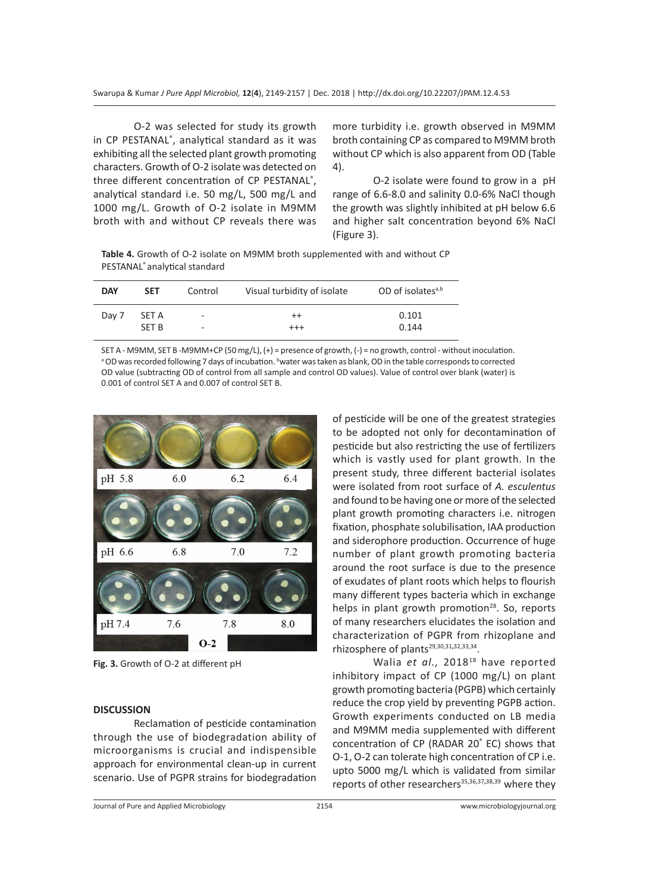O-2 was selected for study its growth in CP PESTANAL®, analytical standard as it was exhibiting all the selected plant growth promoting characters. Growth of O-2 isolate was detected on three different concentration of CP PESTANAL®, analytical standard i.e. 50 mg/L, 500 mg/L and 1000 mg/L. Growth of O-2 isolate in M9MM broth with and without CP reveals there was more turbidity i.e. growth observed in M9MM broth containing CP as compared to M9MM broth without CP which is also apparent from OD (Table 4).

O-2 isolate were found to grow in a pH range of 6.6-8.0 and salinity 0.0-6% NaCl though the growth was slightly inhibited at pH below 6.6 and higher salt concentration beyond 6% NaCl (Figure 3).

**Table 4.** Growth of O-2 isolate on M9MM broth supplemented with and without CP PESTANAL® analytical standard

| DAY | SET | Control | Visual turbidity of isolate | OD of isolates[a,b] |
|---|---|---|---|---|
| Day 7 | SET A | - | ++ | 0.101 |
| | SET B | - | +++ | 0.144 |

SET A - M9MM, SET B -M9MM+CP (50 mg/L), (+) = presence of growth, (-) = no growth, control - without inoculation. [a] OD was recorded following 7 days of incubation. [b] water was taken as blank, OD in the table corresponds to corrected OD value (subtracting OD of control from all sample and control OD values). Value of control over blank (water) is 0.001 of control SET A and 0.007 of control SET B.

**Fig. 3.** Growth of O-2 at different pH

## DISCUSSION

Reclamation of pesticide contamination through the use of biodegradation ability of microorganisms is crucial and indispensible approach for environmental clean-up in current scenario. Use of PGPR strains for biodegradation of pesticide will be one of the greatest strategies to be adopted not only for decontamination of pesticide but also restricting the use of fertilizers which is vastly used for plant growth. In the present study, three different bacterial isolates were isolated from root surface of *A. esculentus* and found to be having one or more of the selected plant growth promoting characters i.e. nitrogen fixation, phosphate solubilisation, IAA production and siderophore production. Occurrence of huge number of plant growth promoting bacteria around the root surface is due to the presence of exudates of plant roots which helps to flourish many different types bacteria which in exchange helps in plant growth promotion[28]. So, reports of many researchers elucidates the isolation and characterization of PGPR from rhizoplane and rhizosphere of plants[29,30,31,32,33,34].

Walia *et al.,* 2018[18] have reported inhibitory impact of CP (1000 mg/L) on plant growth promoting bacteria (PGPB) which certainly reduce the crop yield by preventing PGPB action. Growth experiments conducted on LB media and M9MM media supplemented with different concentration of CP (RADAR 20® EC) shows that O-1, O-2 can tolerate high concentration of CP i.e. upto 5000 mg/L which is validated from similar reports of other researchers[35,36,37,38,39] where they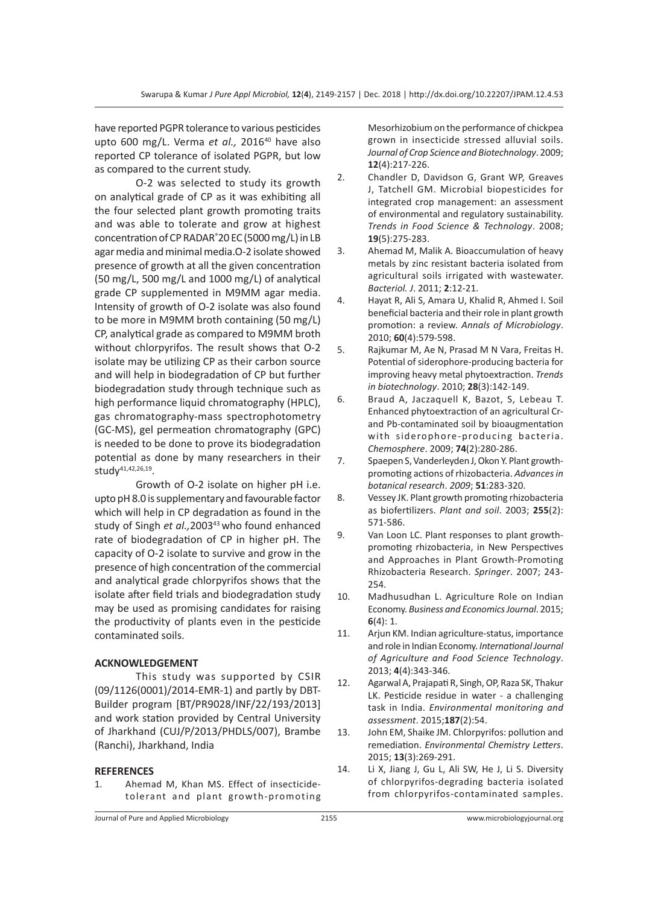have reported PGPR tolerance to various pesticides upto 600 mg/L. Verma *et al.,* 2016[40] have also reported CP tolerance of isolated PGPR, but low as compared to the current study.

O-2 was selected to study its growth on analytical grade of CP as it was exhibiting all the four selected plant growth promoting traits and was able to tolerate and grow at highest concentration of CP RADAR®20 EC (5000 mg/L) in LB agar media and minimal media.O-2 isolate showed presence of growth at all the given concentration (50 mg/L, 500 mg/L and 1000 mg/L) of analytical grade CP supplemented in M9MM agar media. Intensity of growth of O-2 isolate was also found to be more in M9MM broth containing (50 mg/L) CP, analytical grade as compared to M9MM broth without chlorpyrifos. The result shows that O-2 isolate may be utilizing CP as their carbon source and will help in biodegradation of CP but further biodegradation study through technique such as high performance liquid chromatography (HPLC), gas chromatography-mass spectrophotometry (GC-MS), gel permeation chromatography (GPC) is needed to be done to prove its biodegradation potential as done by many researchers in their study[41,42,26,19].

Growth of O-2 isolate on higher pH i.e. upto pH 8.0 is supplementary and favourable factor which will help in CP degradation as found in the study of Singh *et al.,*2003[43] who found enhanced rate of biodegradation of CP in higher pH. The capacity of O-2 isolate to survive and grow in the presence of high concentration of the commercial and analytical grade chlorpyrifos shows that the isolate after field trials and biodegradation study may be used as promising candidates for raising the productivity of plants even in the pesticide contaminated soils.

## ACKNOWLEDGEMENT

This study was supported by CSIR (09/1126(0001)/2014-EMR-1) and partly by DBT-Builder program [BT/PR9028/INF/22/193/2013] and work station provided by Central University of Jharkhand (CUJ/P/2013/PHDLS/007), Brambe (Ranchi), Jharkhand, India

## REFERENCES

1. Ahemad M, Khan MS. Effect of insecticide-tolerant and plant growth-promoting Mesorhizobium on the performance of chickpea grown in insecticide stressed alluvial soils. *Journal of Crop Science and Biotechnology*. 2009; **12**(4):217-226.
2. Chandler D, Davidson G, Grant WP, Greaves J, Tatchell GM. Microbial biopesticides for integrated crop management: an assessment of environmental and regulatory sustainability. *Trends in Food Science & Technology*. 2008; **19**(5):275-283.
3. Ahemad M, Malik A. Bioaccumulation of heavy metals by zinc resistant bacteria isolated from agricultural soils irrigated with wastewater. *Bacteriol. J*. 2011; **2**:12-21.
4. Hayat R, Ali S, Amara U, Khalid R, Ahmed I. Soil beneficial bacteria and their role in plant growth promotion: a review. *Annals of Microbiology*. 2010; **60**(4):579-598.
5. Rajkumar M, Ae N, Prasad M N Vara, Freitas H. Potential of siderophore-producing bacteria for improving heavy metal phytoextraction. *Trends in biotechnology*. 2010; **28**(3):142-149.
6. Braud A, Jaczaquell K, Bazot, S, Lebeau T. Enhanced phytoextraction of an agricultural Cr- and Pb-contaminated soil by bioaugmentation with siderophore-producing bacteria. *Chemosphere*. 2009; **74**(2):280-286.
7. Spaepen S, Vanderleyden J, Okon Y. Plant growth-promoting actions of rhizobacteria. *Advances in botanical research*. *2009*; **51**:283-320.
8. Vessey JK. Plant growth promoting rhizobacteria as biofertilizers. *Plant and soil*. 2003; **255**(2): 571-586.
9. Van Loon LC. Plant responses to plant growth-promoting rhizobacteria, in New Perspectives and Approaches in Plant Growth-Promoting Rhizobacteria Research. *Springer*. 2007; 243-254.
10. Madhusudhan L. Agriculture Role on Indian Economy. *Business and Economics Journal*. 2015; **6**(4): 1.
11. Arjun KM. Indian agriculture-status, importance and role in Indian Economy. *International Journal of Agriculture and Food Science Technology*. 2013; **4**(4):343-346.
12. Agarwal A, Prajapati R, Singh, OP, Raza SK, Thakur LK. Pesticide residue in water - a challenging task in India. *Environmental monitoring and assessment*. 2015;**187**(2):54.
13. John EM, Shaike JM. Chlorpyrifos: pollution and remediation. *Environmental Chemistry Letters*. 2015; **13**(3):269-291.
14. Li X, Jiang J, Gu L, Ali SW, He J, Li S. Diversity of chlorpyrifos-degrading bacteria isolated from chlorpyrifos-contaminated samples.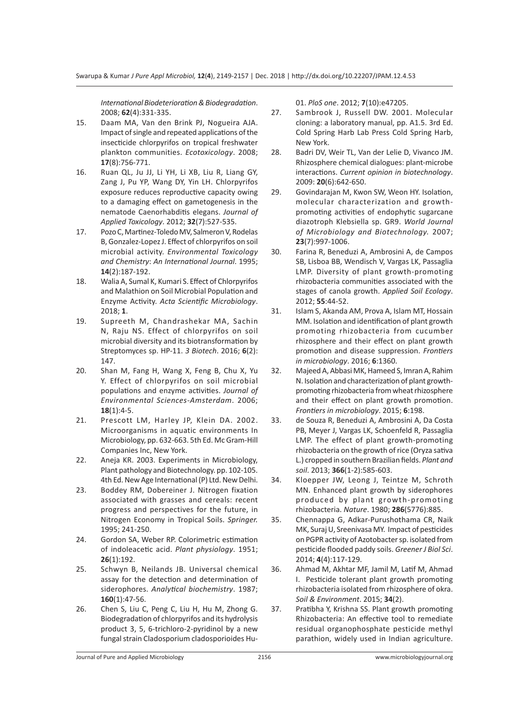*International Biodeterioration & Biodegradation*. 2008; **62**(4):331-335.

15. Daam MA, Van den Brink PJ, Nogueira AJA. Impact of single and repeated applications of the insecticide chlorpyrifos on tropical freshwater plankton communities. *Ecotoxicology*. 2008; **17**(8):756-771.
16. Ruan QL, Ju JJ, Li YH, Li XB, Liu R, Liang GY, Zang J, Pu YP, Wang DY, Yin LH. Chlorpyrifos exposure reduces reproductive capacity owing to a damaging effect on gametogenesis in the nematode Caenorhabditis elegans. *Journal of Applied Toxicology*. 2012; **32**(7):527-535.
17. Pozo C, Martinez-Toledo MV, Salmeron V, Rodelas B, Gonzalez-Lopez J. Effect of chlorpyrifos on soil microbial activity. *Environmental Toxicology and Chemistry*: *An International Journal*. 1995; **14**(2):187-192.
18. Walia A, Sumal K, Kumari S. Effect of Chlorpyrifos and Malathion on Soil Microbial Population and Enzyme Activity. *Acta Scientific Microbiology*. 2018; **1**.
19. Supreeth M, Chandrashekar MA, Sachin N, Raju NS. Effect of chlorpyrifos on soil microbial diversity and its biotransformation by Streptomyces sp. HP-11. *3 Biotech*. 2016; **6**(2): 147.
20. Shan M, Fang H, Wang X, Feng B, Chu X, Yu Y. Effect of chlorpyrifos on soil microbial populations and enzyme activities. *Journal of Environmental Sciences-Amsterdam*. 2006; **18**(1):4-5.
21. Prescott LM, Harley JP, Klein DA. 2002. Microorganisms in aquatic environments In Microbiology, pp. 632-663. 5th Ed. Mc Gram-Hill Companies Inc, New York.
22. Aneja KR. 2003. Experiments in Microbiology, Plant pathology and Biotechnology. pp. 102-105. 4th Ed. New Age International (P) Ltd. New Delhi.
23. Boddey RM, Dobereiner J. Nitrogen fixation associated with grasses and cereals: recent progress and perspectives for the future, in Nitrogen Economy in Tropical Soils. *Springer.* 1995; 241-250.
24. Gordon SA, Weber RP. Colorimetric estimation of indoleacetic acid. *Plant physiology*. 1951; **26**(1):192.
25. Schwyn B, Neilands JB. Universal chemical assay for the detection and determination of siderophores. *Analytical biochemistry*. 1987; **160**(1):47-56.
26. Chen S, Liu C, Peng C, Liu H, Hu M, Zhong G. Biodegradation of chlorpyrifos and its hydrolysis product 3, 5, 6-trichloro-2-pyridinol by a new fungal strain Cladosporium cladosporioides Hu-01. *PloS one*. 2012; **7**(10):e47205.
27. Sambrook J, Russell DW. 2001. Molecular cloning: a laboratory manual, pp. A1.5. 3rd Ed. Cold Spring Harb Lab Press Cold Spring Harb, New York.
28. Badri DV, Weir TL, Van der Lelie D, Vivanco JM. Rhizosphere chemical dialogues: plant-microbe interactions. *Current opinion in biotechnology*. 2009: **20**(6):642-650.
29. Govindarajan M, Kwon SW, Weon HY. Isolation, molecular characterization and growth-promoting activities of endophytic sugarcane diazotroph Klebsiella sp. GR9. *World Journal of Microbiology and Biotechnology.* 2007; **23**(7):997-1006.
30. Farina R, Beneduzi A, Ambrosini A, de Campos SB, Lisboa BB, Wendisch V, Vargas LK, Passaglia LMP. Diversity of plant growth-promoting rhizobacteria communities associated with the stages of canola growth. *Applied Soil Ecology*. 2012; **55**:44-52.
31. Islam S, Akanda AM, Prova A, Islam MT, Hossain MM. Isolation and identification of plant growth promoting rhizobacteria from cucumber rhizosphere and their effect on plant growth promotion and disease suppression. *Frontiers in microbiology*. 2016; **6**:1360.
32. Majeed A, Abbasi MK, Hameed S, Imran A, Rahim N. Isolation and characterization of plant growth-promoting rhizobacteria from wheat rhizosphere and their effect on plant growth promotion. *Frontiers in microbiology*. 2015; **6**:198.
33. de Souza R, Beneduzi A, Ambrosini A, Da Costa PB, Meyer J, Vargas LK, Schoenfeld R, Passaglia LMP. The effect of plant growth-promoting rhizobacteria on the growth of rice (Oryza sativa L.) cropped in southern Brazilian fields. *Plant and soil*. 2013; **366**(1-2):585-603.
34. Kloepper JW, Leong J, Teintze M, Schroth MN. Enhanced plant growth by siderophores produced by plant growth-promoting rhizobacteria. *Nature*. 1980; **286**(5776):885.
35. Chennappa G, Adkar-Purushothama CR, Naik MK, Suraj U, Sreenivasa MY. Impact of pesticides on PGPR activity of Azotobacter sp. isolated from pesticide flooded paddy soils. *Greener J Biol Sci*. 2014; **4**(4):117-129.
36. Ahmad M, Akhtar MF, Jamil M, Latif M, Ahmad I. Pesticide tolerant plant growth promoting rhizobacteria isolated from rhizosphere of okra. *Soil & Environment*. 2015; **34**(2).
37. Pratibha Y, Krishna SS. Plant growth promoting Rhizobacteria: An effective tool to remediate residual organophosphate pesticide methyl parathion, widely used in Indian agriculture.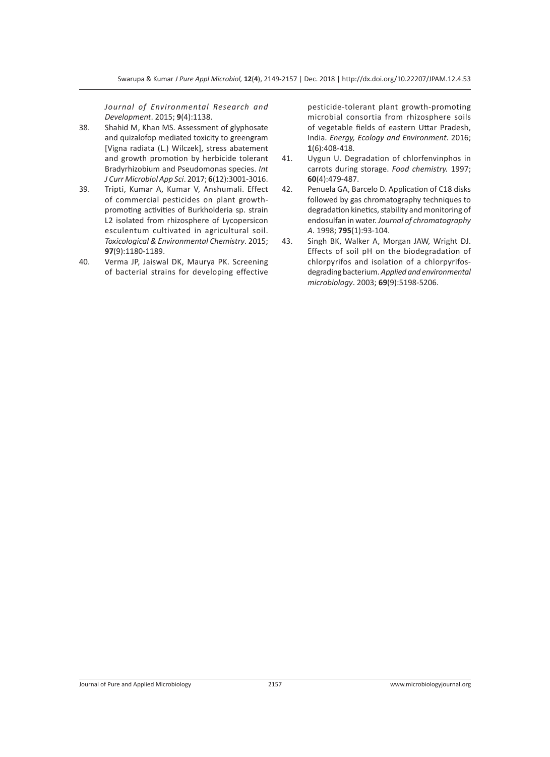*Journal of Environmental Research and Development*. 2015; **9**(4):1138.

38. Shahid M, Khan MS. Assessment of glyphosate and quizalofop mediated toxicity to greengram [Vigna radiata (L.) Wilczek], stress abatement and growth promotion by herbicide tolerant Bradyrhizobium and Pseudomonas species. *Int J Curr Microbiol App Sci*. 2017; **6**(12):3001-3016.
39. Tripti, Kumar A, Kumar V, Anshumali. Effect of commercial pesticides on plant growth-promoting activities of Burkholderia sp. strain L2 isolated from rhizosphere of Lycopersicon esculentum cultivated in agricultural soil. *Toxicological & Environmental Chemistry*. 2015; **97**(9):1180-1189.
40. Verma JP, Jaiswal DK, Maurya PK. Screening of bacterial strains for developing effective pesticide-tolerant plant growth-promoting microbial consortia from rhizosphere soils of vegetable fields of eastern Uttar Pradesh, India. *Energy, Ecology and Environment*. 2016; **1**(6):408-418.
41. Uygun U. Degradation of chlorfenvinphos in carrots during storage. *Food chemistry.* 1997; **60**(4):479-487.
42. Penuela GA, Barcelo D. Application of C18 disks followed by gas chromatography techniques to degradation kinetics, stability and monitoring of endosulfan in water. *Journal of chromatography A*. 1998; **795**(1):93-104.
43. Singh BK, Walker A, Morgan JAW, Wright DJ. Effects of soil pH on the biodegradation of chlorpyrifos and isolation of a chlorpyrifos-degrading bacterium. *Applied and environmental microbiology*. 2003; **69**(9):5198-5206.